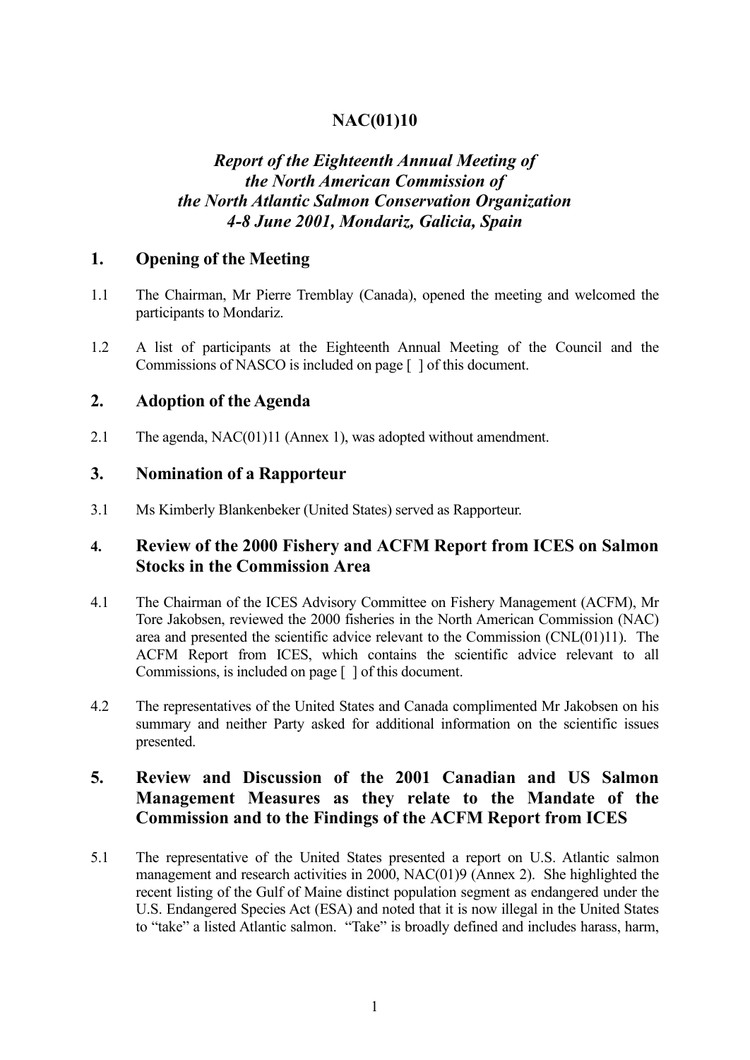# NAC(01)10

## *Report of the Eighteenth Annual Meeting of the North American Commission of the North Atlantic Salmon Conservation Organization 4-8 June 2001, Mondariz, Galicia, Spain*

## 1. Opening of the Meeting

1.1 The Chairman, Mr Pierre Tremblay (Canada), opened the meeting and welcomed the participants to Mondariz.

1.2 A list of participants at the Eighteenth Annual Meeting of the Council and the Commissions of NASCO is included on page [ ] of this document.

## 2. Adoption of the Agenda

2.1 The agenda, NAC(01)11 (Annex 1), was adopted without amendment.

## 3. Nomination of a Rapporteur

3.1 Ms Kimberly Blankenbeker (United States) served as Rapporteur.

## 4. Review of the 2000 Fishery and ACFM Report from ICES on Salmon Stocks in the Commission Area

4.1 The Chairman of the ICES Advisory Committee on Fishery Management (ACFM), Mr Tore Jakobsen, reviewed the 2000 fisheries in the North American Commission (NAC) area and presented the scientific advice relevant to the Commission (CNL(01)11). The ACFM Report from ICES, which contains the scientific advice relevant to all Commissions, is included on page [ ] of this document.

4.2 The representatives of the United States and Canada complimented Mr Jakobsen on his summary and neither Party asked for additional information on the scientific issues presented.

## 5. Review and Discussion of the 2001 Canadian and US Salmon Management Measures as they relate to the Mandate of the Commission and to the Findings of the ACFM Report from ICES

5.1 The representative of the United States presented a report on U.S. Atlantic salmon management and research activities in 2000, NAC(01)9 (Annex 2). She highlighted the recent listing of the Gulf of Maine distinct population segment as endangered under the U.S. Endangered Species Act (ESA) and noted that it is now illegal in the United States to "take" a listed Atlantic salmon. "Take" is broadly defined and includes harass, harm,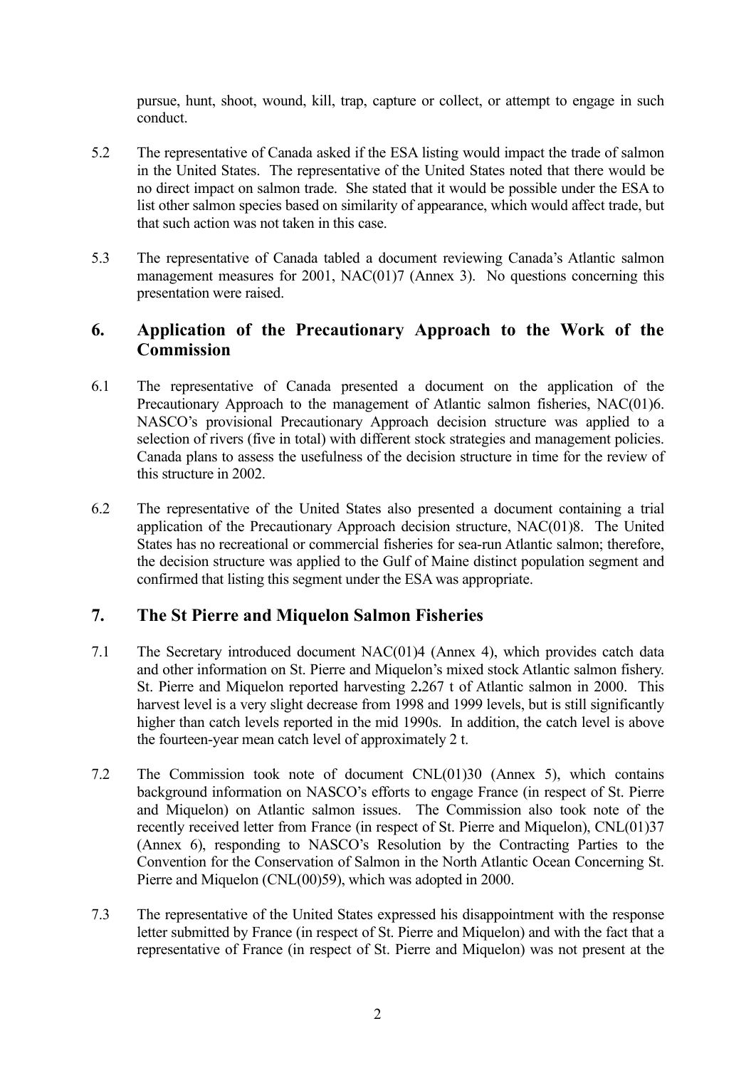pursue, hunt, shoot, wound, kill, trap, capture or collect, or attempt to engage in such conduct.

5.2 The representative of Canada asked if the ESA listing would impact the trade of salmon in the United States. The representative of the United States noted that there would be no direct impact on salmon trade. She stated that it would be possible under the ESA to list other salmon species based on similarity of appearance, which would affect trade, but that such action was not taken in this case.

5.3 The representative of Canada tabled a document reviewing Canada's Atlantic salmon management measures for 2001, NAC(01)7 (Annex 3). No questions concerning this presentation were raised.

## 6. Application of the Precautionary Approach to the Work of the Commission

6.1 The representative of Canada presented a document on the application of the Precautionary Approach to the management of Atlantic salmon fisheries, NAC(01)6. NASCO's provisional Precautionary Approach decision structure was applied to a selection of rivers (five in total) with different stock strategies and management policies. Canada plans to assess the usefulness of the decision structure in time for the review of this structure in 2002.

6.2 The representative of the United States also presented a document containing a trial application of the Precautionary Approach decision structure, NAC(01)8. The United States has no recreational or commercial fisheries for sea-run Atlantic salmon; therefore, the decision structure was applied to the Gulf of Maine distinct population segment and confirmed that listing this segment under the ESA was appropriate.

## 7. The St Pierre and Miquelon Salmon Fisheries

7.1 The Secretary introduced document NAC(01)4 (Annex 4), which provides catch data and other information on St. Pierre and Miquelon's mixed stock Atlantic salmon fishery. St. Pierre and Miquelon reported harvesting 2.267 t of Atlantic salmon in 2000. This harvest level is a very slight decrease from 1998 and 1999 levels, but is still significantly higher than catch levels reported in the mid 1990s. In addition, the catch level is above the fourteen-year mean catch level of approximately 2 t.

7.2 The Commission took note of document CNL(01)30 (Annex 5), which contains background information on NASCO's efforts to engage France (in respect of St. Pierre and Miquelon) on Atlantic salmon issues. The Commission also took note of the recently received letter from France (in respect of St. Pierre and Miquelon), CNL(01)37 (Annex 6), responding to NASCO's Resolution by the Contracting Parties to the Convention for the Conservation of Salmon in the North Atlantic Ocean Concerning St. Pierre and Miquelon (CNL(00)59), which was adopted in 2000.

7.3 The representative of the United States expressed his disappointment with the response letter submitted by France (in respect of St. Pierre and Miquelon) and with the fact that a representative of France (in respect of St. Pierre and Miquelon) was not present at the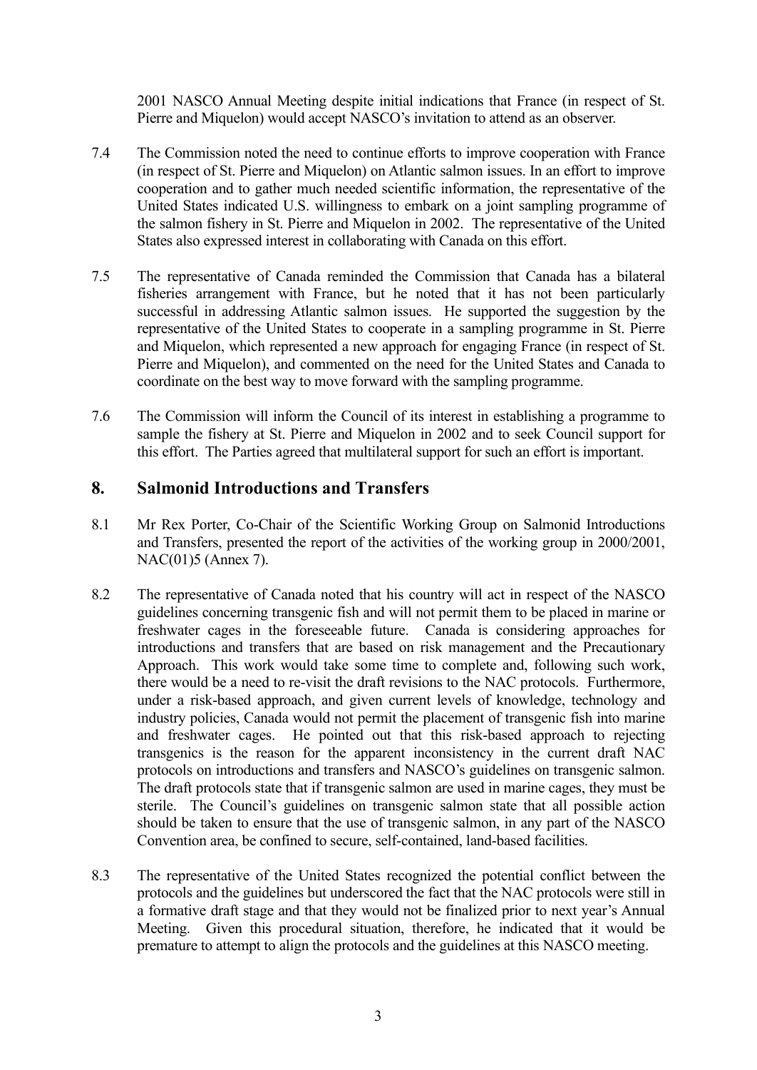2001 NASCO Annual Meeting despite initial indications that France (in respect of St. Pierre and Miquelon) would accept NASCO's invitation to attend as an observer.

7.4 The Commission noted the need to continue efforts to improve cooperation with France (in respect of St. Pierre and Miquelon) on Atlantic salmon issues. In an effort to improve cooperation and to gather much needed scientific information, the representative of the United States indicated U.S. willingness to embark on a joint sampling programme of the salmon fishery in St. Pierre and Miquelon in 2002. The representative of the United States also expressed interest in collaborating with Canada on this effort.

7.5 The representative of Canada reminded the Commission that Canada has a bilateral fisheries arrangement with France, but he noted that it has not been particularly successful in addressing Atlantic salmon issues. He supported the suggestion by the representative of the United States to cooperate in a sampling programme in St. Pierre and Miquelon, which represented a new approach for engaging France (in respect of St. Pierre and Miquelon), and commented on the need for the United States and Canada to coordinate on the best way to move forward with the sampling programme.

7.6 The Commission will inform the Council of its interest in establishing a programme to sample the fishery at St. Pierre and Miquelon in 2002 and to seek Council support for this effort. The Parties agreed that multilateral support for such an effort is important.

## 8. Salmonid Introductions and Transfers

8.1 Mr Rex Porter, Co-Chair of the Scientific Working Group on Salmonid Introductions and Transfers, presented the report of the activities of the working group in 2000/2001, NAC(01)5 (Annex 7).

8.2 The representative of Canada noted that his country will act in respect of the NASCO guidelines concerning transgenic fish and will not permit them to be placed in marine or freshwater cages in the foreseeable future. Canada is considering approaches for introductions and transfers that are based on risk management and the Precautionary Approach. This work would take some time to complete and, following such work, there would be a need to re-visit the draft revisions to the NAC protocols. Furthermore, under a risk-based approach, and given current levels of knowledge, technology and industry policies, Canada would not permit the placement of transgenic fish into marine and freshwater cages. He pointed out that this risk-based approach to rejecting transgenics is the reason for the apparent inconsistency in the current draft NAC protocols on introductions and transfers and NASCO's guidelines on transgenic salmon. The draft protocols state that if transgenic salmon are used in marine cages, they must be sterile. The Council's guidelines on transgenic salmon state that all possible action should be taken to ensure that the use of transgenic salmon, in any part of the NASCO Convention area, be confined to secure, self-contained, land-based facilities.

8.3 The representative of the United States recognized the potential conflict between the protocols and the guidelines but underscored the fact that the NAC protocols were still in a formative draft stage and that they would not be finalized prior to next year's Annual Meeting. Given this procedural situation, therefore, he indicated that it would be premature to attempt to align the protocols and the guidelines at this NASCO meeting.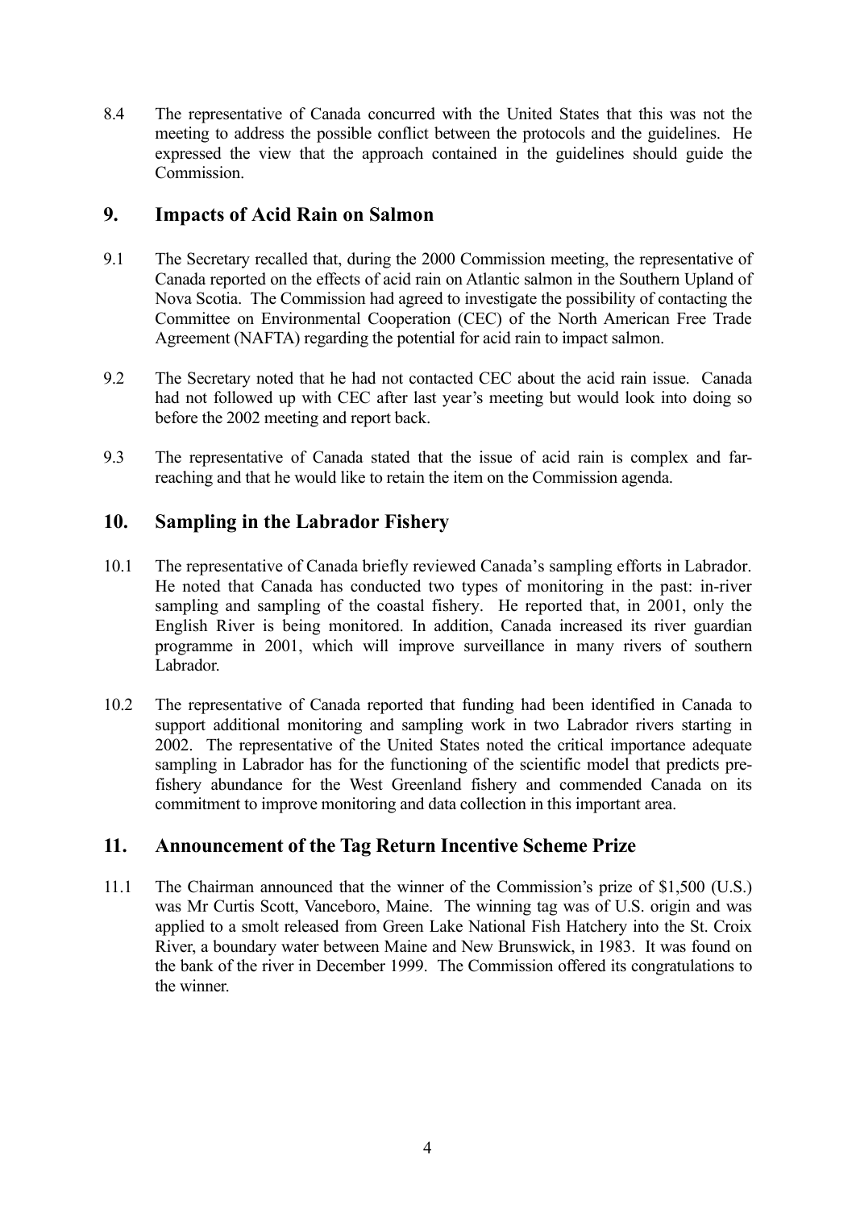8.4 The representative of Canada concurred with the United States that this was not the meeting to address the possible conflict between the protocols and the guidelines. He expressed the view that the approach contained in the guidelines should guide the Commission.

## 9. Impacts of Acid Rain on Salmon

9.1 The Secretary recalled that, during the 2000 Commission meeting, the representative of Canada reported on the effects of acid rain on Atlantic salmon in the Southern Upland of Nova Scotia. The Commission had agreed to investigate the possibility of contacting the Committee on Environmental Cooperation (CEC) of the North American Free Trade Agreement (NAFTA) regarding the potential for acid rain to impact salmon.

9.2 The Secretary noted that he had not contacted CEC about the acid rain issue. Canada had not followed up with CEC after last year's meeting but would look into doing so before the 2002 meeting and report back.

9.3 The representative of Canada stated that the issue of acid rain is complex and far-reaching and that he would like to retain the item on the Commission agenda.

## 10. Sampling in the Labrador Fishery

10.1 The representative of Canada briefly reviewed Canada's sampling efforts in Labrador. He noted that Canada has conducted two types of monitoring in the past: in-river sampling and sampling of the coastal fishery. He reported that, in 2001, only the English River is being monitored. In addition, Canada increased its river guardian programme in 2001, which will improve surveillance in many rivers of southern Labrador.

10.2 The representative of Canada reported that funding had been identified in Canada to support additional monitoring and sampling work in two Labrador rivers starting in 2002. The representative of the United States noted the critical importance adequate sampling in Labrador has for the functioning of the scientific model that predicts pre-fishery abundance for the West Greenland fishery and commended Canada on its commitment to improve monitoring and data collection in this important area.

## 11. Announcement of the Tag Return Incentive Scheme Prize

11.1 The Chairman announced that the winner of the Commission's prize of $1,500 (U.S.) was Mr Curtis Scott, Vanceboro, Maine. The winning tag was of U.S. origin and was applied to a smolt released from Green Lake National Fish Hatchery into the St. Croix River, a boundary water between Maine and New Brunswick, in 1983. It was found on the bank of the river in December 1999. The Commission offered its congratulations to the winner.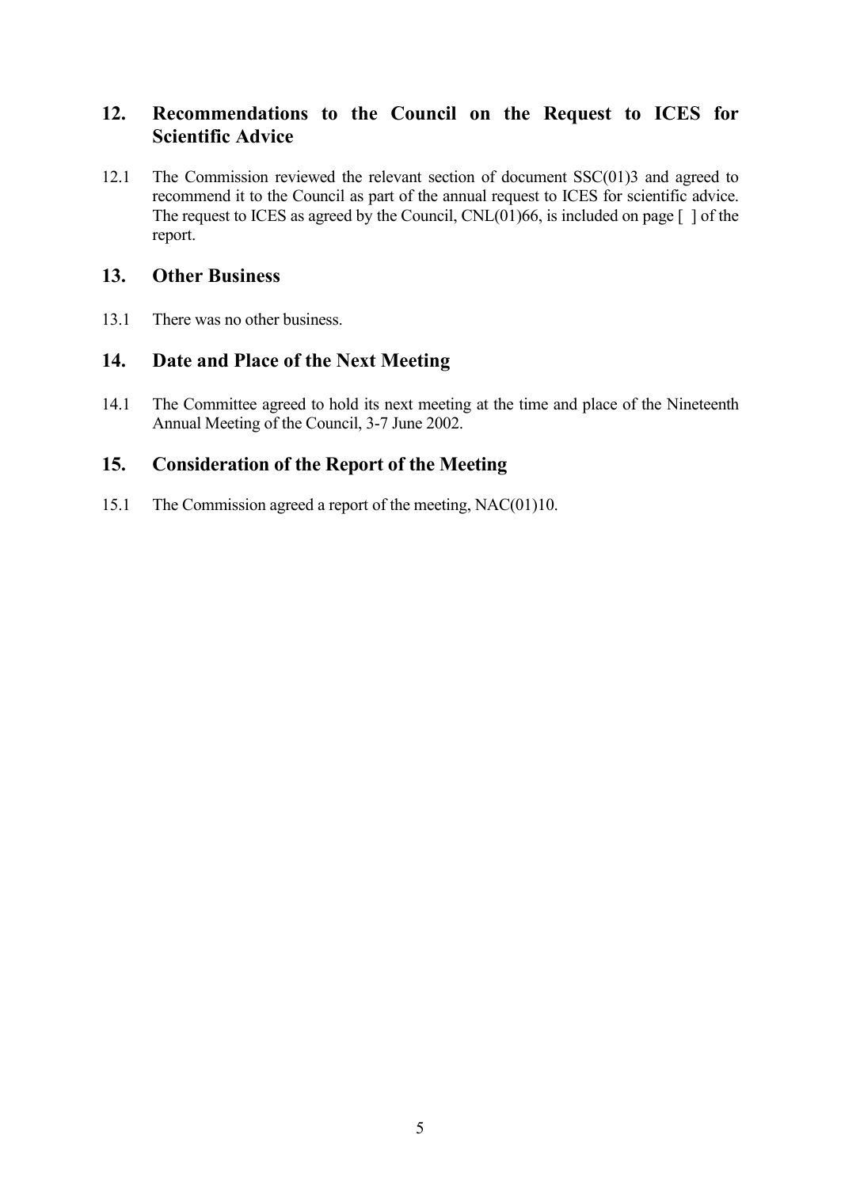## 12. Recommendations to the Council on the Request to ICES for Scientific Advice

12.1 The Commission reviewed the relevant section of document SSC(01)3 and agreed to recommend it to the Council as part of the annual request to ICES for scientific advice. The request to ICES as agreed by the Council, CNL(01)66, is included on page [ ] of the report.

## 13. Other Business

13.1 There was no other business.

## 14. Date and Place of the Next Meeting

14.1 The Committee agreed to hold its next meeting at the time and place of the Nineteenth Annual Meeting of the Council, 3-7 June 2002.

## 15. Consideration of the Report of the Meeting

15.1 The Commission agreed a report of the meeting, NAC(01)10.